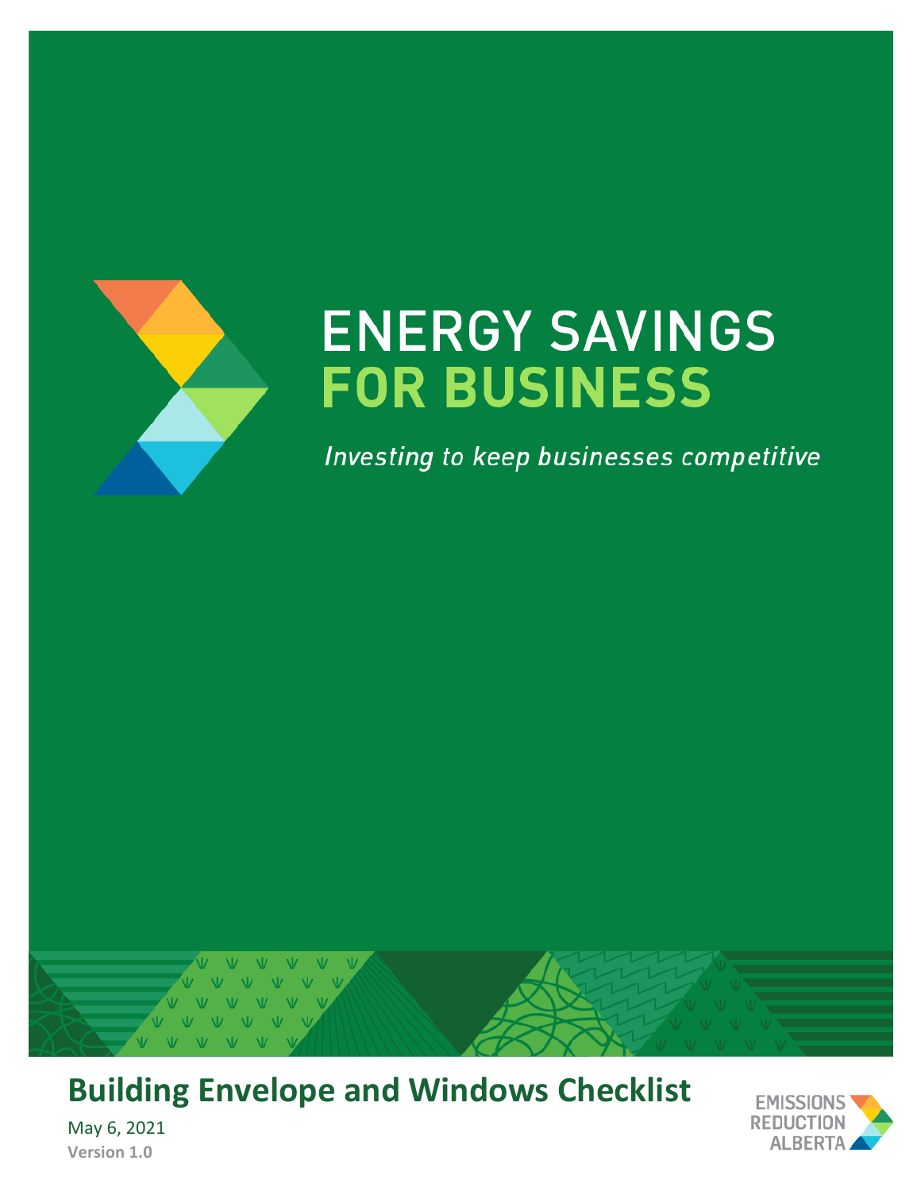# ENERGY SAVINGS FOR BUSINESS

*Investing to keep businesses competitive*

## Building Envelope and Windows Checklist

May 6, 2021

**Version 1.0**

EMISSIONS REDUCTION ALBERTA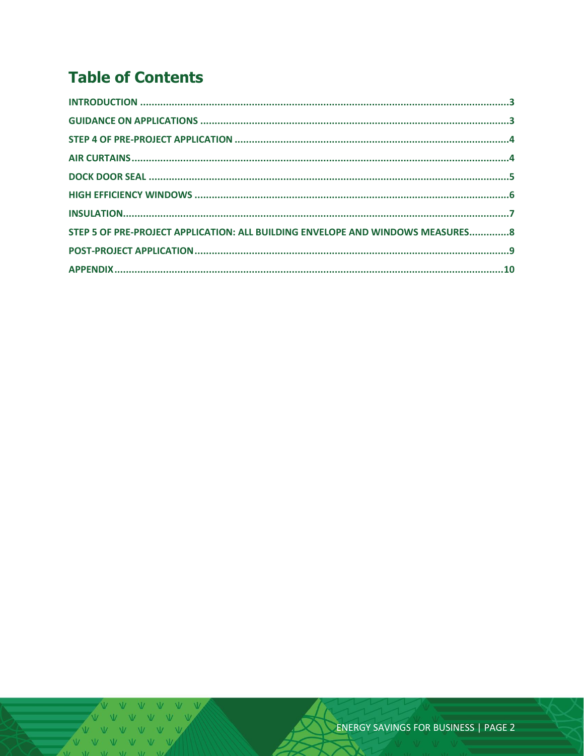## Table of Contents

INTRODUCTION .......... 3
GUIDANCE ON APPLICATIONS .......... 3
STEP 4 OF PRE-PROJECT APPLICATION .......... 4
AIR CURTAINS .......... 4
DOCK DOOR SEAL .......... 5
HIGH EFFICIENCY WINDOWS .......... 6
INSULATION .......... 7
STEP 5 OF PRE-PROJECT APPLICATION: ALL BUILDING ENVELOPE AND WINDOWS MEASURES .......... 8
POST-PROJECT APPLICATION .......... 9
APPENDIX .......... 10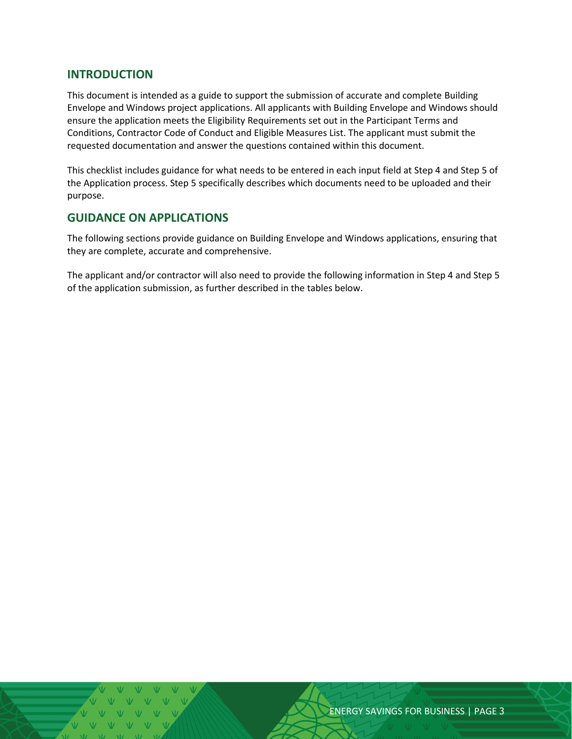## INTRODUCTION

This document is intended as a guide to support the submission of accurate and complete Building Envelope and Windows project applications. All applicants with Building Envelope and Windows should ensure the application meets the Eligibility Requirements set out in the Participant Terms and Conditions, Contractor Code of Conduct and Eligible Measures List. The applicant must submit the requested documentation and answer the questions contained within this document.

This checklist includes guidance for what needs to be entered in each input field at Step 4 and Step 5 of the Application process. Step 5 specifically describes which documents need to be uploaded and their purpose.

## GUIDANCE ON APPLICATIONS

The following sections provide guidance on Building Envelope and Windows applications, ensuring that they are complete, accurate and comprehensive.

The applicant and/or contractor will also need to provide the following information in Step 4 and Step 5 of the application submission, as further described in the tables below.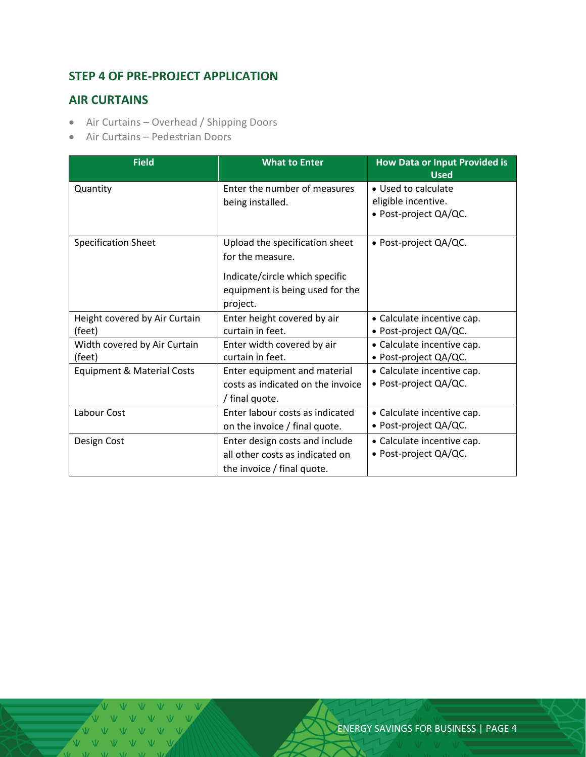## STEP 4 OF PRE-PROJECT APPLICATION

## AIR CURTAINS

- Air Curtains – Overhead / Shipping Doors
- Air Curtains – Pedestrian Doors

| Field | What to Enter | How Data or Input Provided is Used |
|---|---|---|
| Quantity | Enter the number of measures being installed. | • Used to calculate eligible incentive.<br>• Post-project QA/QC. |
| Specification Sheet | Upload the specification sheet for the measure.<br><br>Indicate/circle which specific equipment is being used for the project. | • Post-project QA/QC. |
| Height covered by Air Curtain (feet) | Enter height covered by air curtain in feet. | • Calculate incentive cap.<br>• Post-project QA/QC. |
| Width covered by Air Curtain (feet) | Enter width covered by air curtain in feet. | • Calculate incentive cap.<br>• Post-project QA/QC. |
| Equipment & Material Costs | Enter equipment and material costs as indicated on the invoice / final quote. | • Calculate incentive cap.<br>• Post-project QA/QC. |
| Labour Cost | Enter labour costs as indicated on the invoice / final quote. | • Calculate incentive cap.<br>• Post-project QA/QC. |
| Design Cost | Enter design costs and include all other costs as indicated on the invoice / final quote. | • Calculate incentive cap.<br>• Post-project QA/QC. |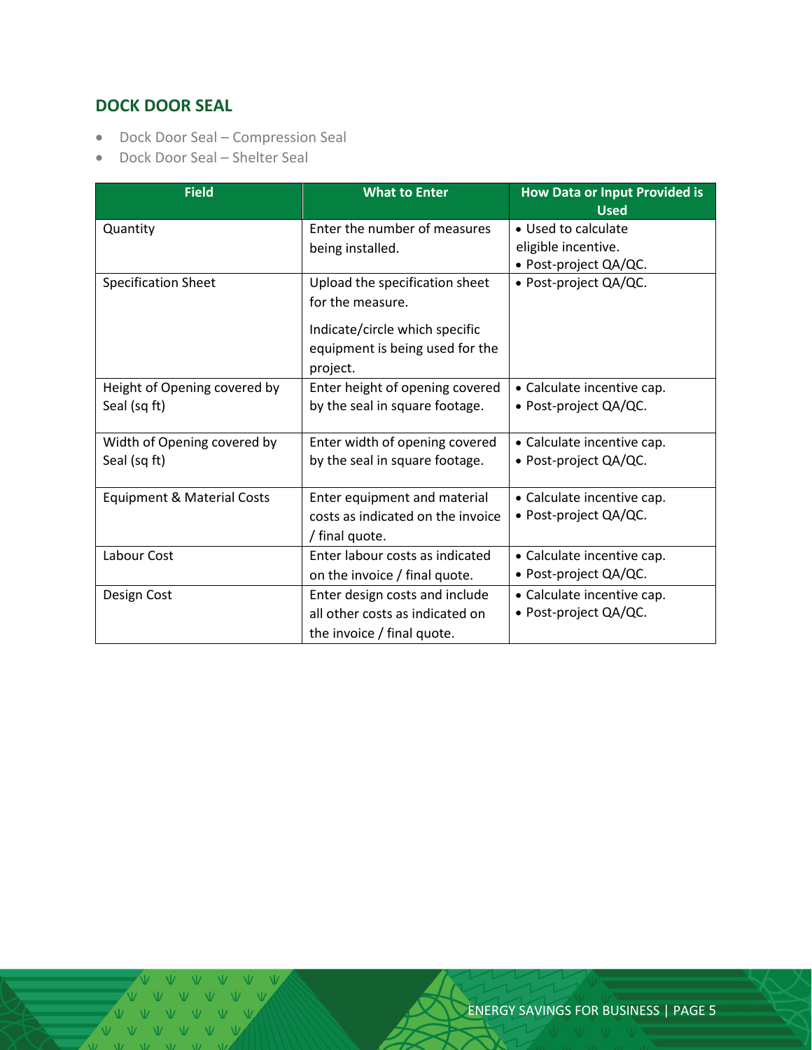## DOCK DOOR SEAL

- Dock Door Seal – Compression Seal
- Dock Door Seal – Shelter Seal

| Field | What to Enter | How Data or Input Provided is Used |
| --- | --- | --- |
| Quantity | Enter the number of measures being installed. | • Used to calculate eligible incentive.<br>• Post-project QA/QC. |
| Specification Sheet | Upload the specification sheet for the measure.<br><br>Indicate/circle which specific equipment is being used for the project. | • Post-project QA/QC. |
| Height of Opening covered by Seal (sq ft) | Enter height of opening covered by the seal in square footage. | • Calculate incentive cap.<br>• Post-project QA/QC. |
| Width of Opening covered by Seal (sq ft) | Enter width of opening covered by the seal in square footage. | • Calculate incentive cap.<br>• Post-project QA/QC. |
| Equipment & Material Costs | Enter equipment and material costs as indicated on the invoice / final quote. | • Calculate incentive cap.<br>• Post-project QA/QC. |
| Labour Cost | Enter labour costs as indicated on the invoice / final quote. | • Calculate incentive cap.<br>• Post-project QA/QC. |
| Design Cost | Enter design costs and include all other costs as indicated on the invoice / final quote. | • Calculate incentive cap.<br>• Post-project QA/QC. |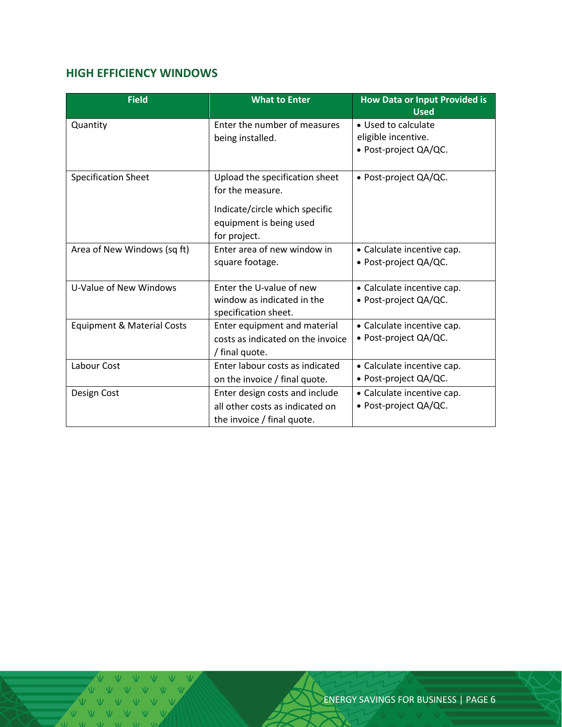## HIGH EFFICIENCY WINDOWS

| Field | What to Enter | How Data or Input Provided is Used |
|---|---|---|
| Quantity | Enter the number of measures being installed. | • Used to calculate eligible incentive.<br>• Post-project QA/QC. |
| Specification Sheet | Upload the specification sheet for the measure.<br><br>Indicate/circle which specific equipment is being used for project. | • Post-project QA/QC. |
| Area of New Windows (sq ft) | Enter area of new window in square footage. | • Calculate incentive cap.<br>• Post-project QA/QC. |
| U-Value of New Windows | Enter the U-value of new window as indicated in the specification sheet. | • Calculate incentive cap.<br>• Post-project QA/QC. |
| Equipment & Material Costs | Enter equipment and material costs as indicated on the invoice / final quote. | • Calculate incentive cap.<br>• Post-project QA/QC. |
| Labour Cost | Enter labour costs as indicated on the invoice / final quote. | • Calculate incentive cap.<br>• Post-project QA/QC. |
| Design Cost | Enter design costs and include all other costs as indicated on the invoice / final quote. | • Calculate incentive cap.<br>• Post-project QA/QC. |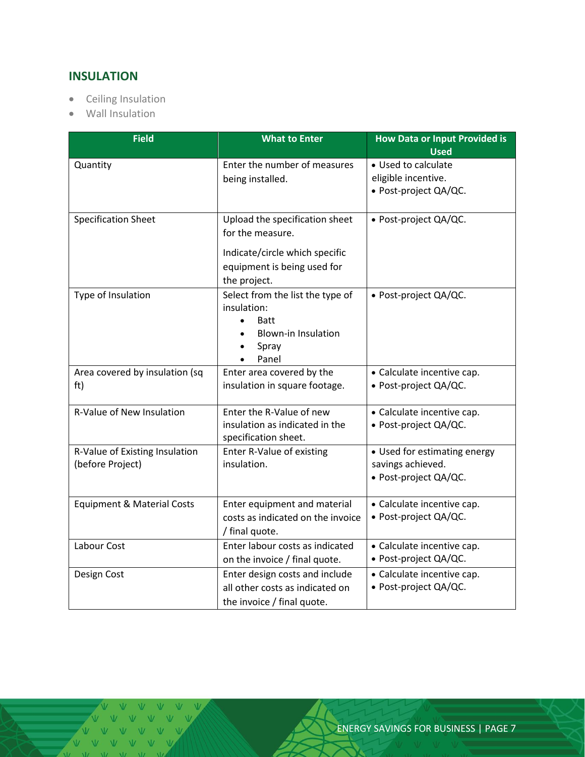## INSULATION

- Ceiling Insulation
- Wall Insulation

| Field | What to Enter | How Data or Input Provided is Used |
|---|---|---|
| Quantity | Enter the number of measures being installed. | • Used to calculate eligible incentive.<br>• Post-project QA/QC. |
| Specification Sheet | Upload the specification sheet for the measure.<br><br>Indicate/circle which specific equipment is being used for the project. | • Post-project QA/QC. |
| Type of Insulation | Select from the list the type of insulation:<br>• Batt<br>• Blown-in Insulation<br>• Spray<br>• Panel | • Post-project QA/QC. |
| Area covered by insulation (sq ft) | Enter area covered by the insulation in square footage. | • Calculate incentive cap.<br>• Post-project QA/QC. |
| R-Value of New Insulation | Enter the R-Value of new insulation as indicated in the specification sheet. | • Calculate incentive cap.<br>• Post-project QA/QC. |
| R-Value of Existing Insulation (before Project) | Enter R-Value of existing insulation. | • Used for estimating energy savings achieved.<br>• Post-project QA/QC. |
| Equipment & Material Costs | Enter equipment and material costs as indicated on the invoice / final quote. | • Calculate incentive cap.<br>• Post-project QA/QC. |
| Labour Cost | Enter labour costs as indicated on the invoice / final quote. | • Calculate incentive cap.<br>• Post-project QA/QC. |
| Design Cost | Enter design costs and include all other costs as indicated on the invoice / final quote. | • Calculate incentive cap.<br>• Post-project QA/QC. |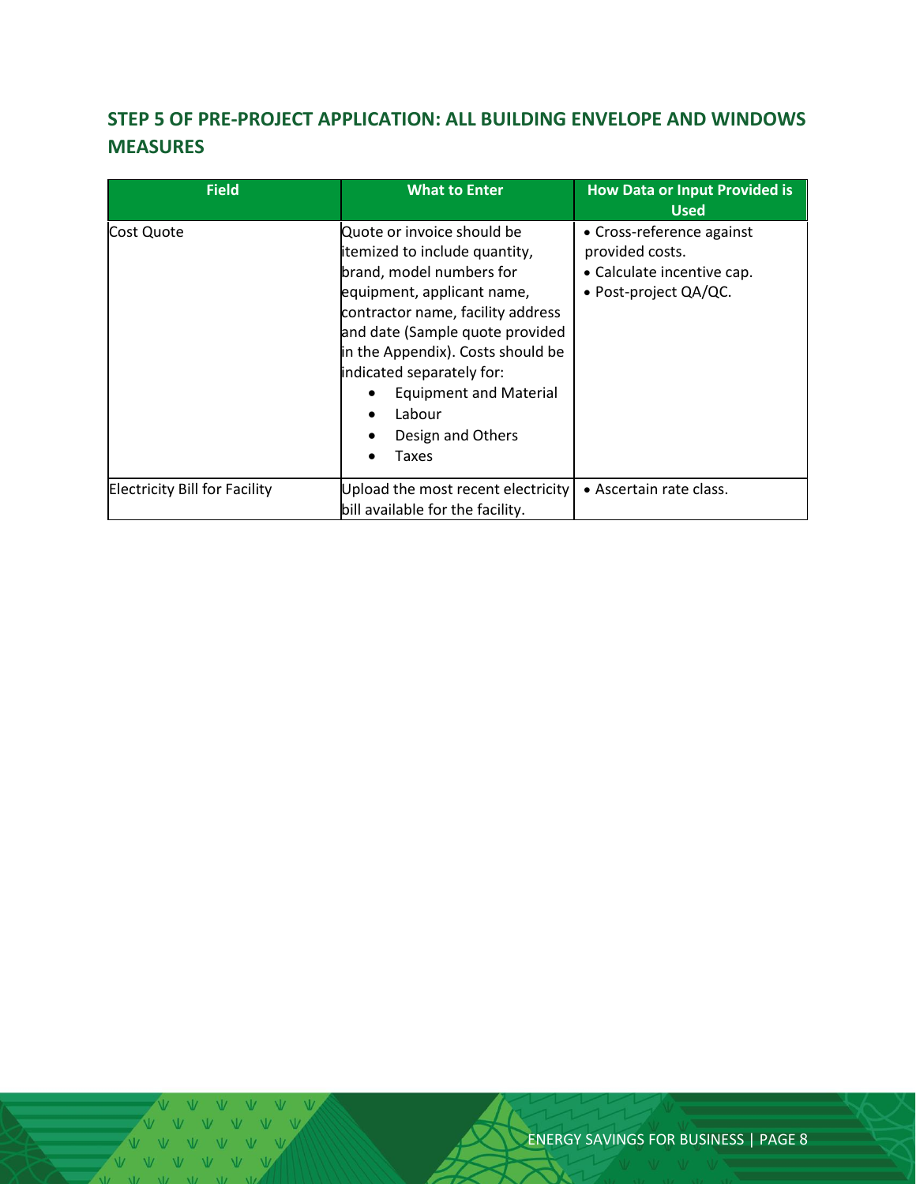## STEP 5 OF PRE-PROJECT APPLICATION: ALL BUILDING ENVELOPE AND WINDOWS MEASURES

| Field | What to Enter | How Data or Input Provided is Used |
|---|---|---|
| Cost Quote | Quote or invoice should be itemized to include quantity, brand, model numbers for equipment, applicant name, contractor name, facility address and date (Sample quote provided in the Appendix). Costs should be indicated separately for: <br>• Equipment and Material <br>• Labour <br>• Design and Others <br>• Taxes | • Cross-reference against provided costs. <br>• Calculate incentive cap. <br>• Post-project QA/QC. |
| Electricity Bill for Facility | Upload the most recent electricity bill available for the facility. | • Ascertain rate class. |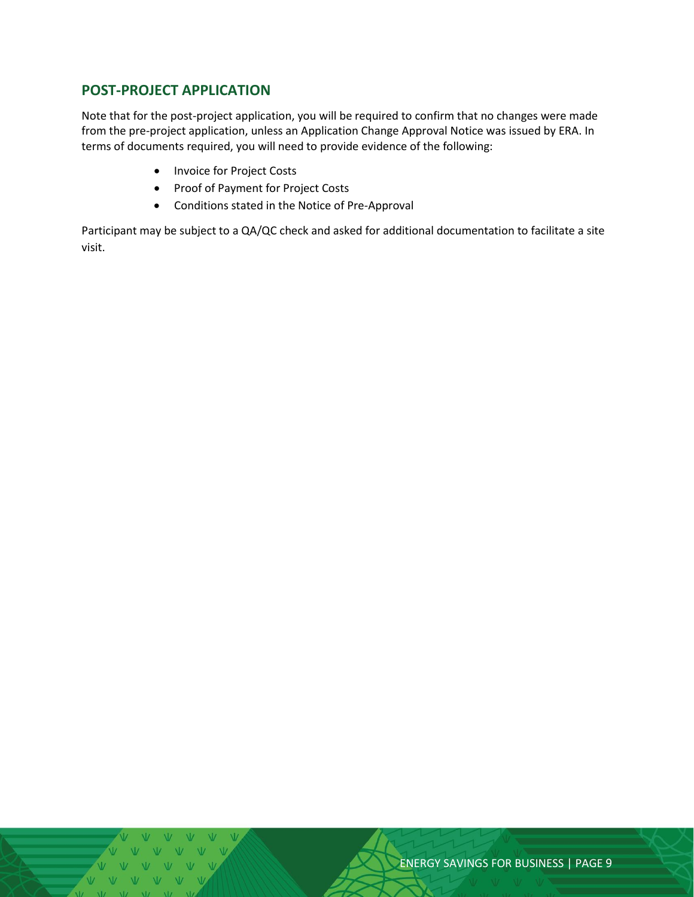## POST-PROJECT APPLICATION

Note that for the post-project application, you will be required to confirm that no changes were made from the pre-project application, unless an Application Change Approval Notice was issued by ERA. In terms of documents required, you will need to provide evidence of the following:

- Invoice for Project Costs
- Proof of Payment for Project Costs
- Conditions stated in the Notice of Pre-Approval

Participant may be subject to a QA/QC check and asked for additional documentation to facilitate a site visit.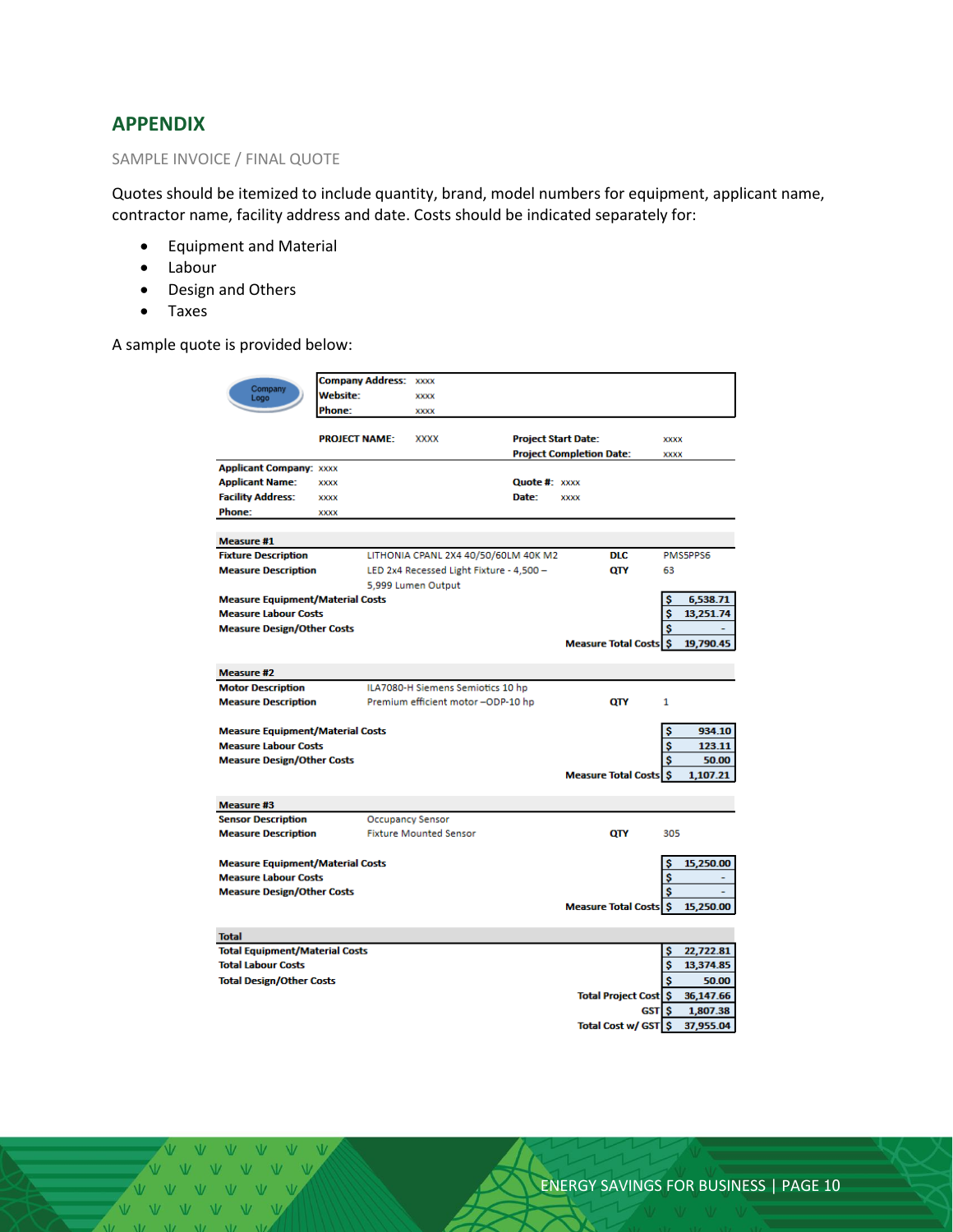## APPENDIX

SAMPLE INVOICE / FINAL QUOTE

Quotes should be itemized to include quantity, brand, model numbers for equipment, applicant name, contractor name, facility address and date. Costs should be indicated separately for:

- Equipment and Material
- Labour
- Design and Others
- Taxes

A sample quote is provided below:

Company Logo

| | |
|---|---|
| **Company Address:** | xxxx |
| **Website:** | xxxx |
| **Phone:** | xxxx |

| | | | |
|---|---|---|---|
| **PROJECT NAME:** | XXXX | **Project Start Date:** | xxxx |
| | | **Project Completion Date:** | xxxx |
| **Applicant Company:** | xxxx | | |
| **Applicant Name:** | xxxx | **Quote #:** | xxxx |
| **Facility Address:** | xxxx | **Date:** | xxxx |
| **Phone:** | xxxx | | |

| | | | | |
|---|---|---|---|---|
| **Measure #1** | | | | |
| **Fixture Description** | LITHONIA CPANL 2X4 40/50/60LM 40K M2 | **DLC** | PMS5PPS6 | |
| **Measure Description** | LED 2x4 Recessed Light Fixture - 4,500 – 5,999 Lumen Output | **QTY** | 63 | |
| **Measure Equipment/Material Costs** | | | | $ 6,538.71 |
| **Measure Labour Costs** | | | | $ 13,251.74 |
| **Measure Design/Other Costs** | | | | $ - |
| | | | **Measure Total Costs** | $ 19,790.45 |
| **Measure #2** | | | | |
| **Motor Description** | ILA7080-H Siemens Semiotics 10 hp | | | |
| **Measure Description** | Premium efficient motor –ODP-10 hp | **QTY** | 1 | |
| **Measure Equipment/Material Costs** | | | | $ 934.10 |
| **Measure Labour Costs** | | | | $ 123.11 |
| **Measure Design/Other Costs** | | | | $ 50.00 |
| | | | **Measure Total Costs** | $ 1,107.21 |
| **Measure #3** | | | | |
| **Sensor Description** | Occupancy Sensor | | | |
| **Measure Description** | Fixture Mounted Sensor | **QTY** | 305 | |
| **Measure Equipment/Material Costs** | | | | $ 15,250.00 |
| **Measure Labour Costs** | | | | $ - |
| **Measure Design/Other Costs** | | | | $ - |
| | | | **Measure Total Costs** | $ 15,250.00 |
| **Total** | | | | |
| **Total Equipment/Material Costs** | | | | $ 22,722.81 |
| **Total Labour Costs** | | | | $ 13,374.85 |
| **Total Design/Other Costs** | | | | $ 50.00 |
| | | | **Total Project Cost** | $ 36,147.66 |
| | | | **GST** | $ 1,807.38 |
| | | | **Total Cost w/ GST** | $ 37,955.04 |